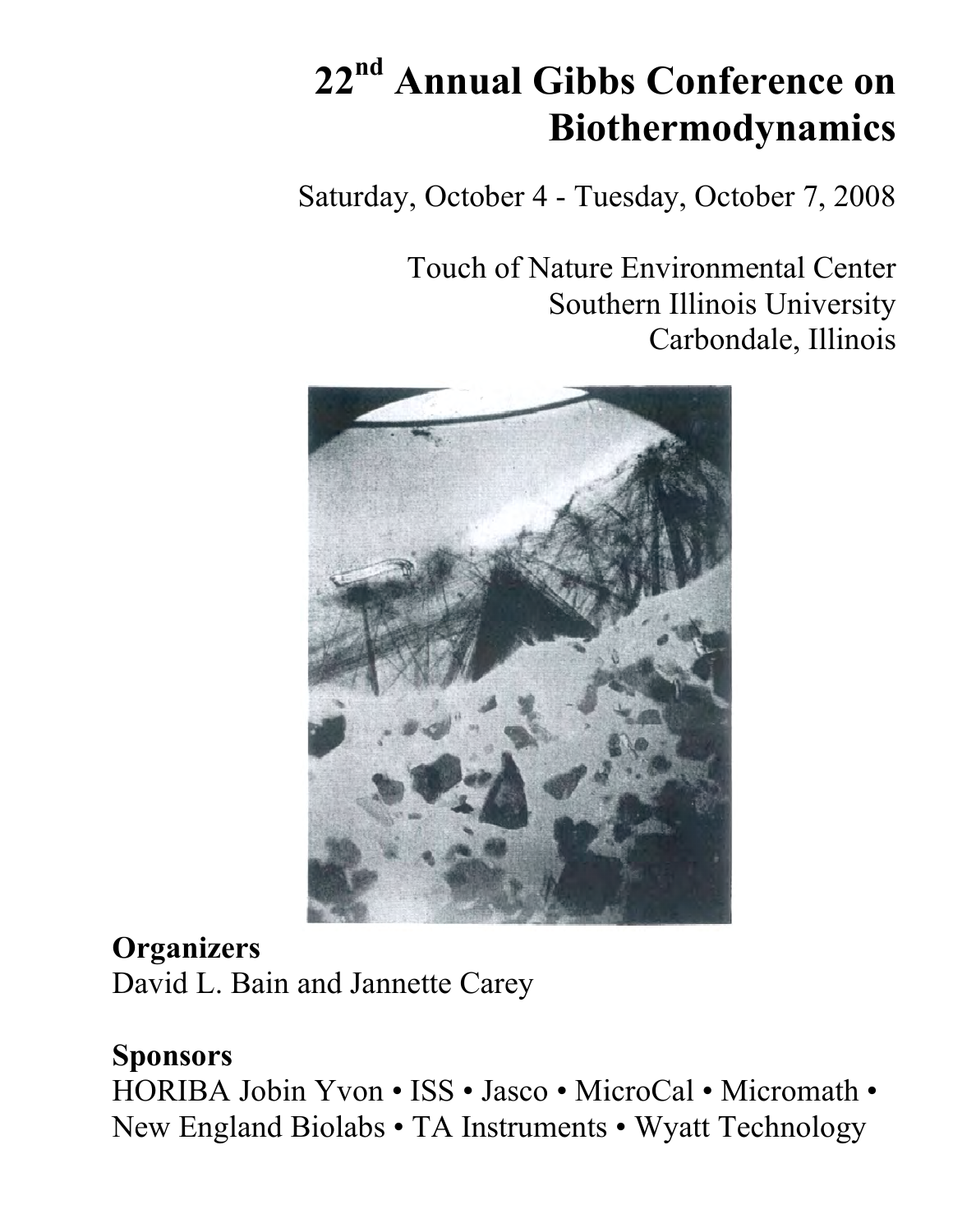# 22[nd] Annual Gibbs Conference on Biothermodynamics

Saturday, October 4 - Tuesday, October 7, 2008

Touch of Nature Environmental Center
Southern Illinois University
Carbondale, Illinois

**Organizers**
David L. Bain and Jannette Carey

**Sponsors**
HORIBA Jobin Yvon • ISS • Jasco • MicroCal • Micromath • New England Biolabs • TA Instruments • Wyatt Technology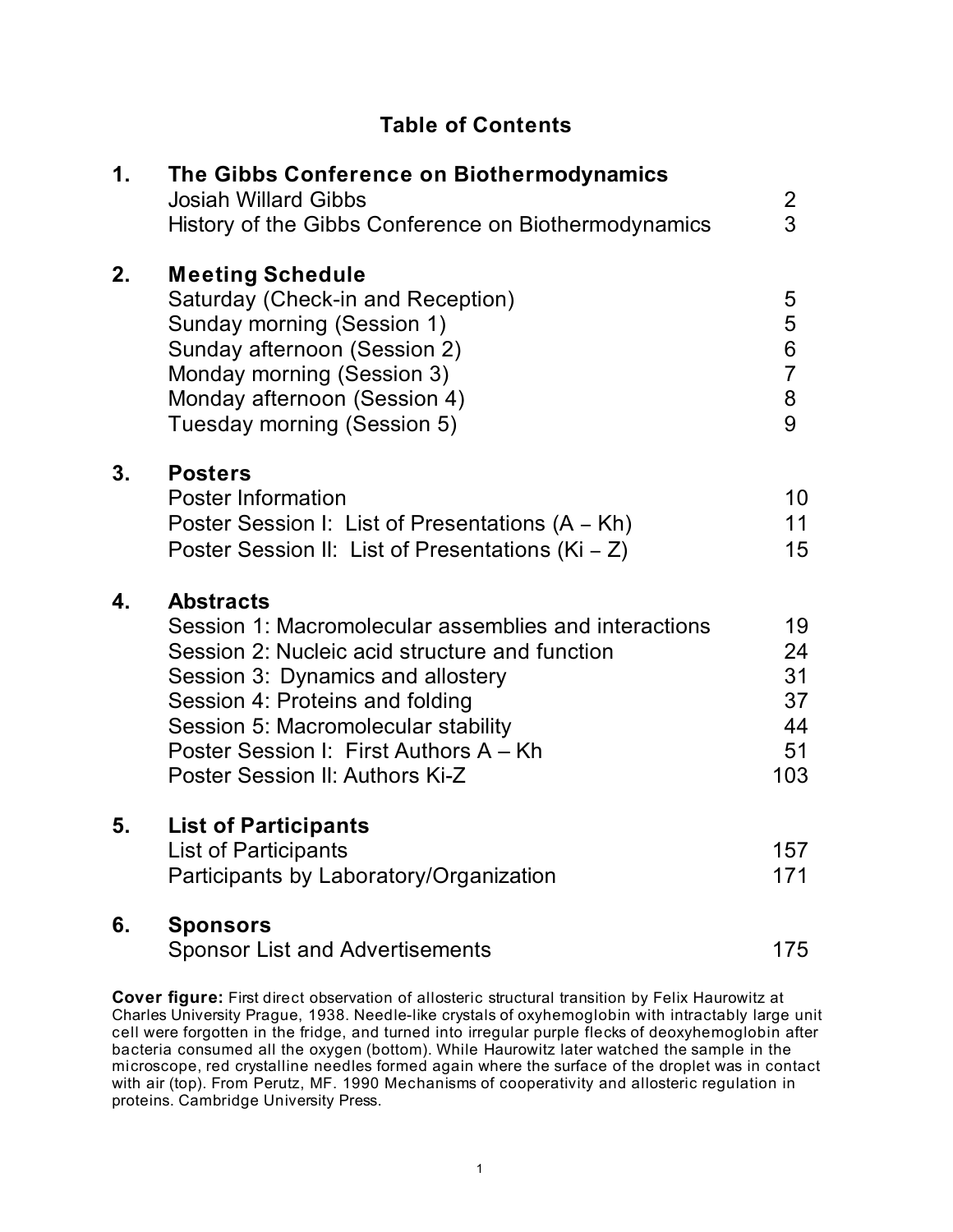# Table of Contents

| | | |
|---|---|---|
| **1.** | **The Gibbs Conference on Biothermodynamics** | |
| | Josiah Willard Gibbs | 2 |
| | History of the Gibbs Conference on Biothermodynamics | 3 |
| **2.** | **Meeting Schedule** | |
| | Saturday (Check-in and Reception) | 5 |
| | Sunday morning (Session 1) | 5 |
| | Sunday afternoon (Session 2) | 6 |
| | Monday morning (Session 3) | 7 |
| | Monday afternoon (Session 4) | 8 |
| | Tuesday morning (Session 5) | 9 |
| **3.** | **Posters** | |
| | Poster Information | 10 |
| | Poster Session I: List of Presentations (A – Kh) | 11 |
| | Poster Session II: List of Presentations (Ki – Z) | 15 |
| **4.** | **Abstracts** | |
| | Session 1: Macromolecular assemblies and interactions | 19 |
| | Session 2: Nucleic acid structure and function | 24 |
| | Session 3: Dynamics and allostery | 31 |
| | Session 4: Proteins and folding | 37 |
| | Session 5: Macromolecular stability | 44 |
| | Poster Session I: First Authors A – Kh | 51 |
| | Poster Session II: Authors Ki-Z | 103 |
| **5.** | **List of Participants** | |
| | List of Participants | 157 |
| | Participants by Laboratory/Organization | 171 |
| **6.** | **Sponsors** | |
| | Sponsor List and Advertisements | 175 |

**Cover figure:** First direct observation of allosteric structural transition by Felix Haurowitz at Charles University Prague, 1938. Needle-like crystals of oxyhemoglobin with intractably large unit cell were forgotten in the fridge, and turned into irregular purple flecks of deoxyhemoglobin after bacteria consumed all the oxygen (bottom). While Haurowitz later watched the sample in the microscope, red crystalline needles formed again where the surface of the droplet was in contact with air (top). From Perutz, MF. 1990 Mechanisms of cooperativity and allosteric regulation in proteins. Cambridge University Press.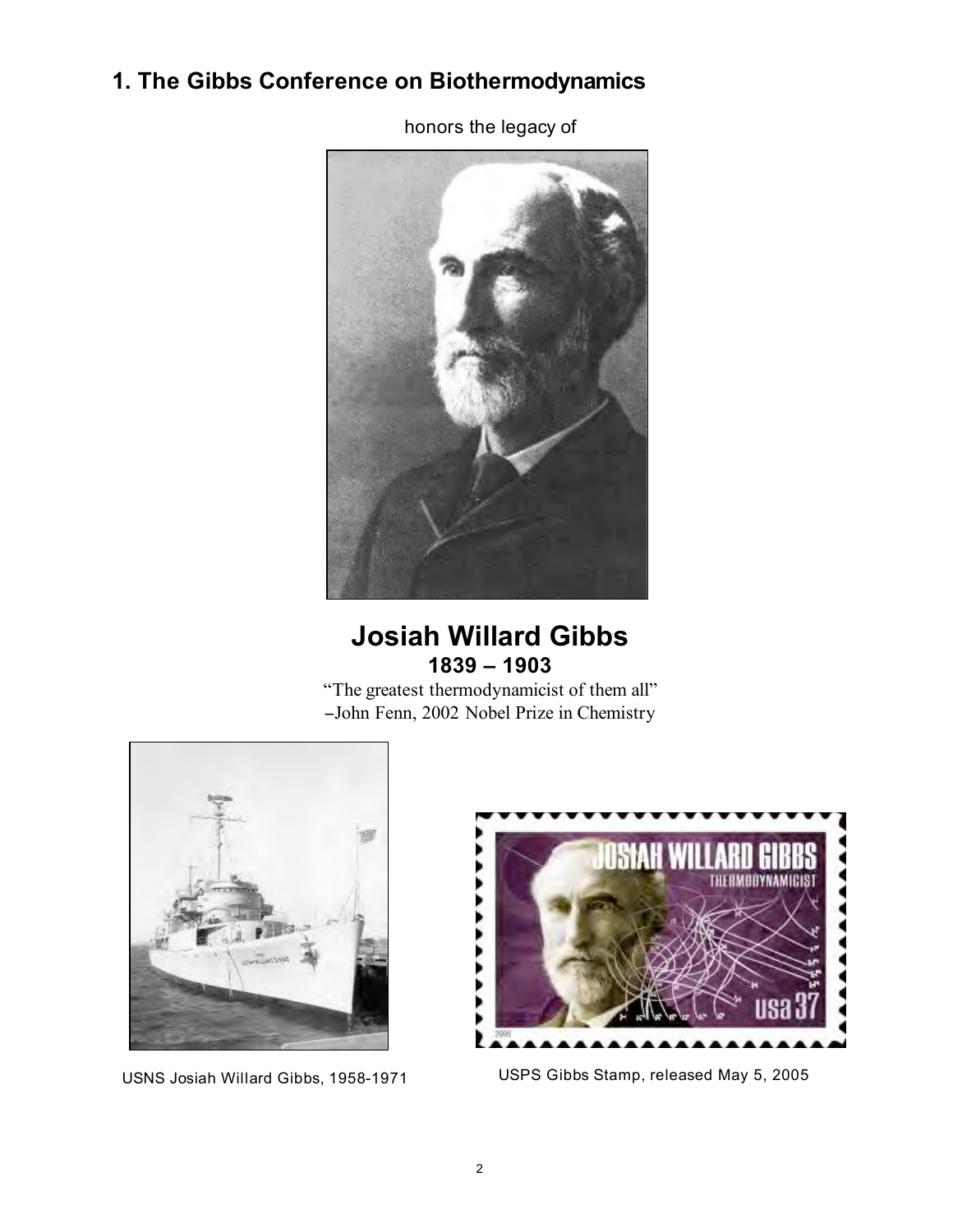## 1. The Gibbs Conference on Biothermodynamics

honors the legacy of

**Josiah Willard Gibbs**

**1839 – 1903**

"The greatest thermodynamicist of them all"
–John Fenn, 2002 Nobel Prize in Chemistry

USNS Josiah Willard Gibbs, 1958-1971

USPS Gibbs Stamp, released May 5, 2005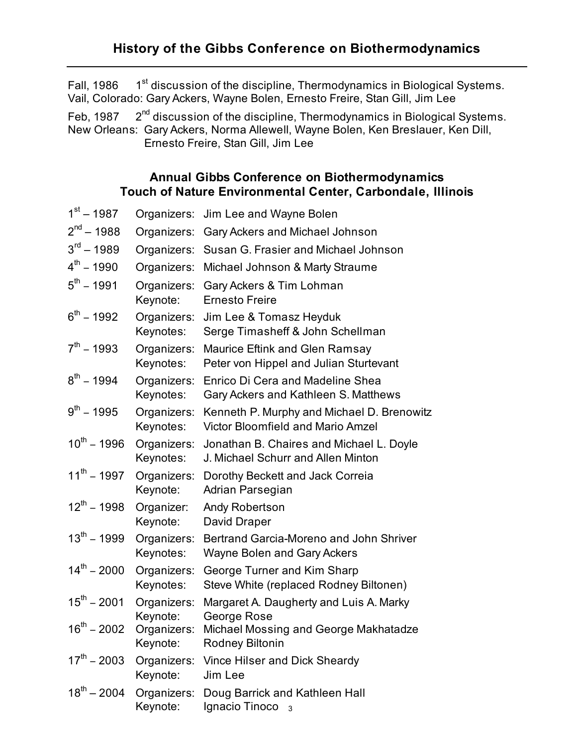## History of the Gibbs Conference on Biothermodynamics

Fall, 1986  1st discussion of the discipline, Thermodynamics in Biological Systems.
Vail, Colorado: Gary Ackers, Wayne Bolen, Ernesto Freire, Stan Gill, Jim Lee

Feb, 1987  2nd discussion of the discipline, Thermodynamics in Biological Systems.
New Orleans: Gary Ackers, Norma Allewell, Wayne Bolen, Ken Breslauer, Ken Dill, Ernesto Freire, Stan Gill, Jim Lee

### Annual Gibbs Conference on Biothermodynamics
### Touch of Nature Environmental Center, Carbondale, Illinois

| | | |
|---|---|---|
| 1st – 1987 | Organizers: | Jim Lee and Wayne Bolen |
| 2nd – 1988 | Organizers: | Gary Ackers and Michael Johnson |
| 3rd – 1989 | Organizers: | Susan G. Frasier and Michael Johnson |
| 4th – 1990 | Organizers: | Michael Johnson & Marty Straume |
| 5th – 1991 | Organizers: | Gary Ackers & Tim Lohman |
| | Keynote: | Ernesto Freire |
| 6th – 1992 | Organizers: | Jim Lee & Tomasz Heyduk |
| | Keynotes: | Serge Timasheff & John Schellman |
| 7th – 1993 | Organizers: | Maurice Eftink and Glen Ramsay |
| | Keynotes: | Peter von Hippel and Julian Sturtevant |
| 8th – 1994 | Organizers: | Enrico Di Cera and Madeline Shea |
| | Keynotes: | Gary Ackers and Kathleen S. Matthews |
| 9th – 1995 | Organizers: | Kenneth P. Murphy and Michael D. Brenowitz |
| | Keynotes: | Victor Bloomfield and Mario Amzel |
| 10th – 1996 | Organizers: | Jonathan B. Chaires and Michael L. Doyle |
| | Keynotes: | J. Michael Schurr and Allen Minton |
| 11th – 1997 | Organizers: | Dorothy Beckett and Jack Correia |
| | Keynote: | Adrian Parsegian |
| 12th – 1998 | Organizer: | Andy Robertson |
| | Keynote: | David Draper |
| 13th – 1999 | Organizers: | Bertrand Garcia-Moreno and John Shriver |
| | Keynotes: | Wayne Bolen and Gary Ackers |
| 14th – 2000 | Organizers: | George Turner and Kim Sharp |
| | Keynotes: | Steve White (replaced Rodney Biltonen) |
| 15th – 2001 | Organizers: | Margaret A. Daugherty and Luis A. Marky |
| | Keynote: | George Rose |
| 16th – 2002 | Organizers: | Michael Mossing and George Makhatadze |
| | Keynote: | Rodney Biltonin |
| 17th – 2003 | Organizers: | Vince Hilser and Dick Sheardy |
| | Keynote: | Jim Lee |
| 18th – 2004 | Organizers: | Doug Barrick and Kathleen Hall |
| | Keynote: | Ignacio Tinoco |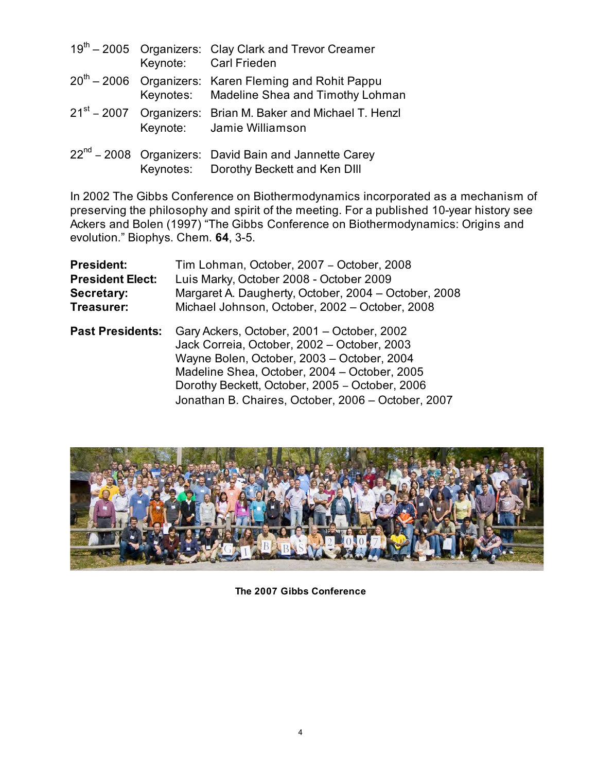| | | |
|---|---|---|
| 19th – 2005 | Organizers: | Clay Clark and Trevor Creamer |
| | Keynote: | Carl Frieden |
| 20th – 2006 | Organizers: | Karen Fleming and Rohit Pappu |
| | Keynotes: | Madeline Shea and Timothy Lohman |
| 21st – 2007 | Organizers: | Brian M. Baker and Michael T. Henzl |
| | Keynote: | Jamie Williamson |
| 22nd – 2008 | Organizers: | David Bain and Jannette Carey |
| | Keynotes: | Dorothy Beckett and Ken DIll |

In 2002 The Gibbs Conference on Biothermodynamics incorporated as a mechanism of preserving the philosophy and spirit of the meeting. For a published 10-year history see Ackers and Bolen (1997) "The Gibbs Conference on Biothermodynamics: Origins and evolution." Biophys. Chem. **64**, 3-5.

| | |
|---|---|
| **President:** | Tim Lohman, October, 2007 – October, 2008 |
| **President Elect:** | Luis Marky, October 2008 - October 2009 |
| **Secretary:** | Margaret A. Daugherty, October, 2004 – October, 2008 |
| **Treasurer:** | Michael Johnson, October, 2002 – October, 2008 |
| **Past Presidents:** | Gary Ackers, October, 2001 – October, 2002 |
| | Jack Correia, October, 2002 – October, 2003 |
| | Wayne Bolen, October, 2003 – October, 2004 |
| | Madeline Shea, October, 2004 – October, 2005 |
| | Dorothy Beckett, October, 2005 – October, 2006 |
| | Jonathan B. Chaires, October, 2006 – October, 2007 |

**The 2007 Gibbs Conference**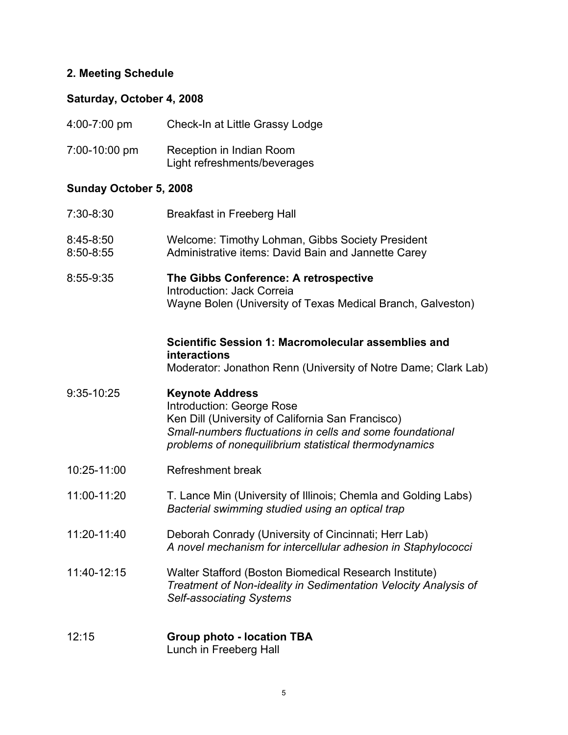## 2. Meeting Schedule

### Saturday, October 4, 2008

| | |
|---|---|
| 4:00-7:00 pm | Check-In at Little Grassy Lodge |
| 7:00-10:00 pm | Reception in Indian Room<br>Light refreshments/beverages |

### Sunday October 5, 2008

| | |
|---|---|
| 7:30-8:30 | Breakfast in Freeberg Hall |
| 8:45-8:50 | Welcome: Timothy Lohman, Gibbs Society President |
| 8:50-8:55 | Administrative items: David Bain and Jannette Carey |
| 8:55-9:35 | **The Gibbs Conference: A retrospective**<br>Introduction: Jack Correia<br>Wayne Bolen (University of Texas Medical Branch, Galveston) |
| | **Scientific Session 1: Macromolecular assemblies and interactions**<br>Moderator: Jonathon Renn (University of Notre Dame; Clark Lab) |
| 9:35-10:25 | **Keynote Address**<br>Introduction: George Rose<br>Ken Dill (University of California San Francisco)<br>*Small-numbers fluctuations in cells and some foundational problems of nonequilibrium statistical thermodynamics* |
| 10:25-11:00 | Refreshment break |
| 11:00-11:20 | T. Lance Min (University of Illinois; Chemla and Golding Labs)<br>*Bacterial swimming studied using an optical trap* |
| 11:20-11:40 | Deborah Conrady (University of Cincinnati; Herr Lab)<br>*A novel mechanism for intercellular adhesion in Staphylococci* |
| 11:40-12:15 | Walter Stafford (Boston Biomedical Research Institute)<br>*Treatment of Non-ideality in Sedimentation Velocity Analysis of Self-associating Systems* |
| 12:15 | **Group photo - location TBA**<br>Lunch in Freeberg Hall |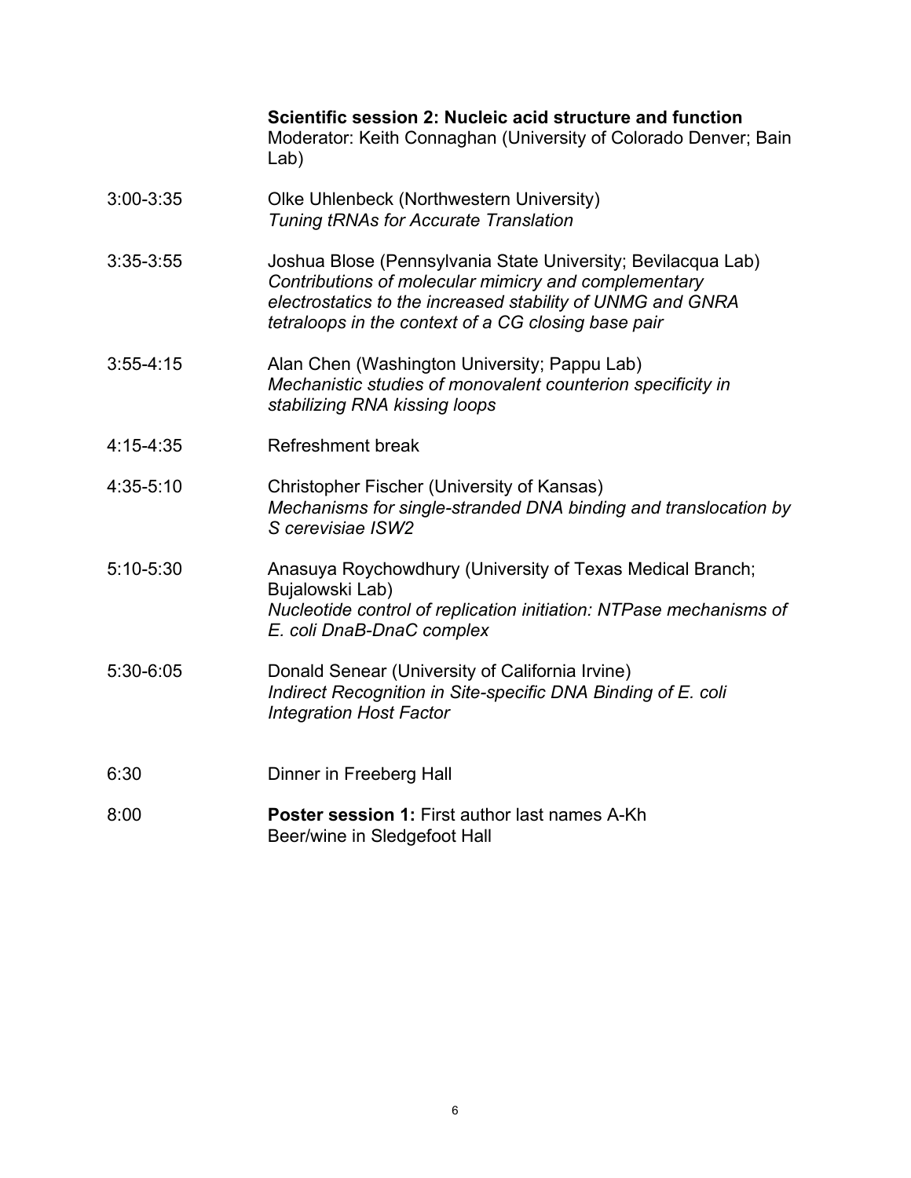**Scientific session 2: Nucleic acid structure and function**
Moderator: Keith Connaghan (University of Colorado Denver; Bain Lab)

| | |
|---|---|
| 3:00-3:35 | Olke Uhlenbeck (Northwestern University)<br>*Tuning tRNAs for Accurate Translation* |
| 3:35-3:55 | Joshua Blose (Pennsylvania State University; Bevilacqua Lab)<br>*Contributions of molecular mimicry and complementary electrostatics to the increased stability of UNMG and GNRA tetraloops in the context of a CG closing base pair* |
| 3:55-4:15 | Alan Chen (Washington University; Pappu Lab)<br>*Mechanistic studies of monovalent counterion specificity in stabilizing RNA kissing loops* |
| 4:15-4:35 | Refreshment break |
| 4:35-5:10 | Christopher Fischer (University of Kansas)<br>*Mechanisms for single-stranded DNA binding and translocation by S cerevisiae ISW2* |
| 5:10-5:30 | Anasuya Roychowdhury (University of Texas Medical Branch; Bujalowski Lab)<br>*Nucleotide control of replication initiation: NTPase mechanisms of E. coli DnaB-DnaC complex* |
| 5:30-6:05 | Donald Senear (University of California Irvine)<br>*Indirect Recognition in Site-specific DNA Binding of E. coli Integration Host Factor* |
| 6:30 | Dinner in Freeberg Hall |
| 8:00 | **Poster session 1:** First author last names A-Kh<br>Beer/wine in Sledgefoot Hall |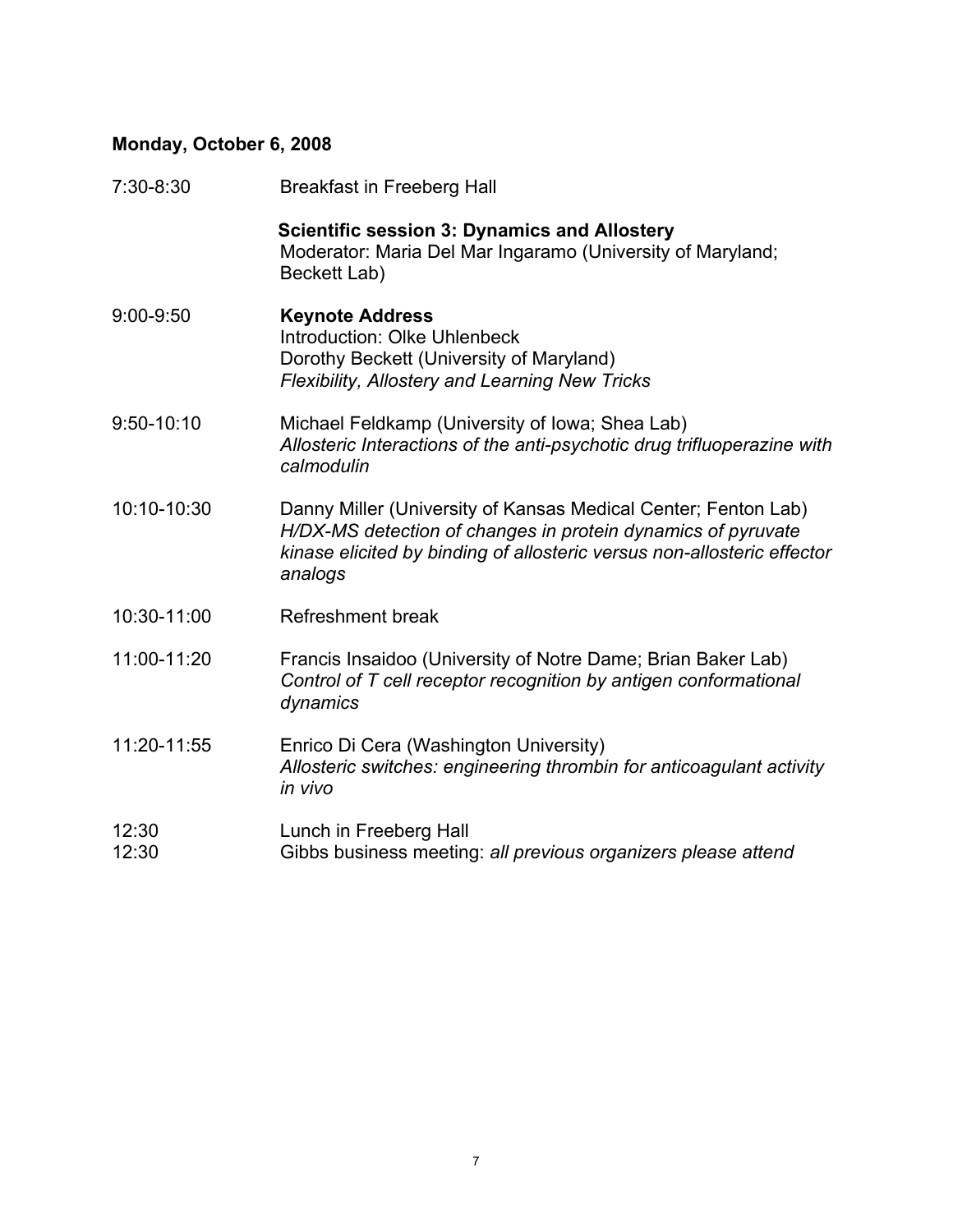**Monday, October 6, 2008**

7:30-8:30 Breakfast in Freeberg Hall

**Scientific session 3: Dynamics and Allostery**
Moderator: Maria Del Mar Ingaramo (University of Maryland; Beckett Lab)

9:00-9:50 **Keynote Address**
Introduction: Olke Uhlenbeck
Dorothy Beckett (University of Maryland)
*Flexibility, Allostery and Learning New Tricks*

9:50-10:10 Michael Feldkamp (University of Iowa; Shea Lab)
*Allosteric Interactions of the anti-psychotic drug trifluoperazine with calmodulin*

10:10-10:30 Danny Miller (University of Kansas Medical Center; Fenton Lab)
*H/DX-MS detection of changes in protein dynamics of pyruvate kinase elicited by binding of allosteric versus non-allosteric effector analogs*

10:30-11:00 Refreshment break

11:00-11:20 Francis Insaidoo (University of Notre Dame; Brian Baker Lab)
*Control of T cell receptor recognition by antigen conformational dynamics*

11:20-11:55 Enrico Di Cera (Washington University)
*Allosteric switches: engineering thrombin for anticoagulant activity in vivo*

12:30 Lunch in Freeberg Hall
12:30 Gibbs business meeting: *all previous organizers please attend*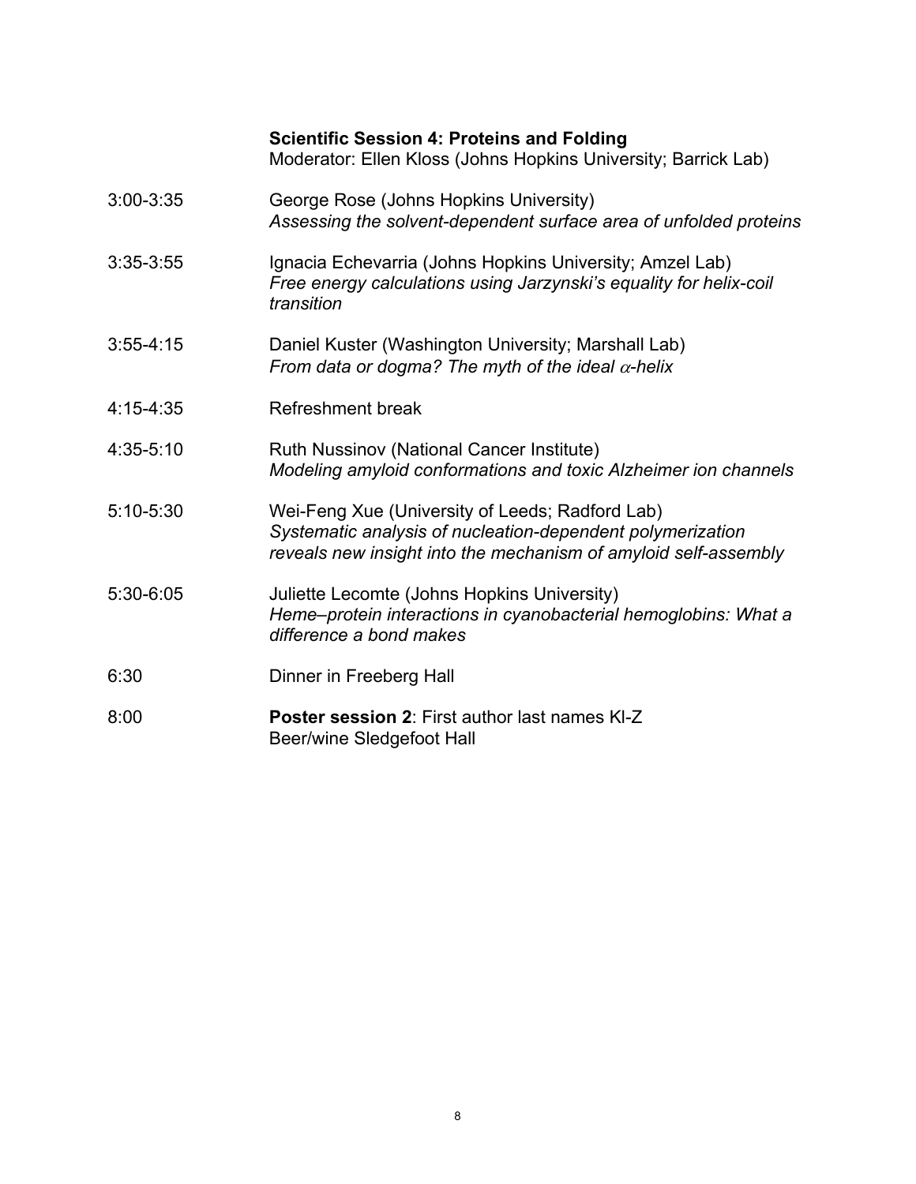**Scientific Session 4: Proteins and Folding**
Moderator: Ellen Kloss (Johns Hopkins University; Barrick Lab)

| | | |
|---|---|---|
| 3:00-3:35 | George Rose (Johns Hopkins University)<br>*Assessing the solvent-dependent surface area of unfolded proteins* |
| 3:35-3:55 | Ignacia Echevarria (Johns Hopkins University; Amzel Lab)<br>*Free energy calculations using Jarzynski's equality for helix-coil transition* |
| 3:55-4:15 | Daniel Kuster (Washington University; Marshall Lab)<br>*From data or dogma? The myth of the ideal $\alpha$-helix* |
| 4:15-4:35 | Refreshment break |
| 4:35-5:10 | Ruth Nussinov (National Cancer Institute)<br>*Modeling amyloid conformations and toxic Alzheimer ion channels* |
| 5:10-5:30 | Wei-Feng Xue (University of Leeds; Radford Lab)<br>*Systematic analysis of nucleation-dependent polymerization reveals new insight into the mechanism of amyloid self-assembly* |
| 5:30-6:05 | Juliette Lecomte (Johns Hopkins University)<br>*Heme–protein interactions in cyanobacterial hemoglobins: What a difference a bond makes* |
| 6:30 | Dinner in Freeberg Hall |
| 8:00 | **Poster session 2**: First author last names Kl-Z<br>Beer/wine Sledgefoot Hall |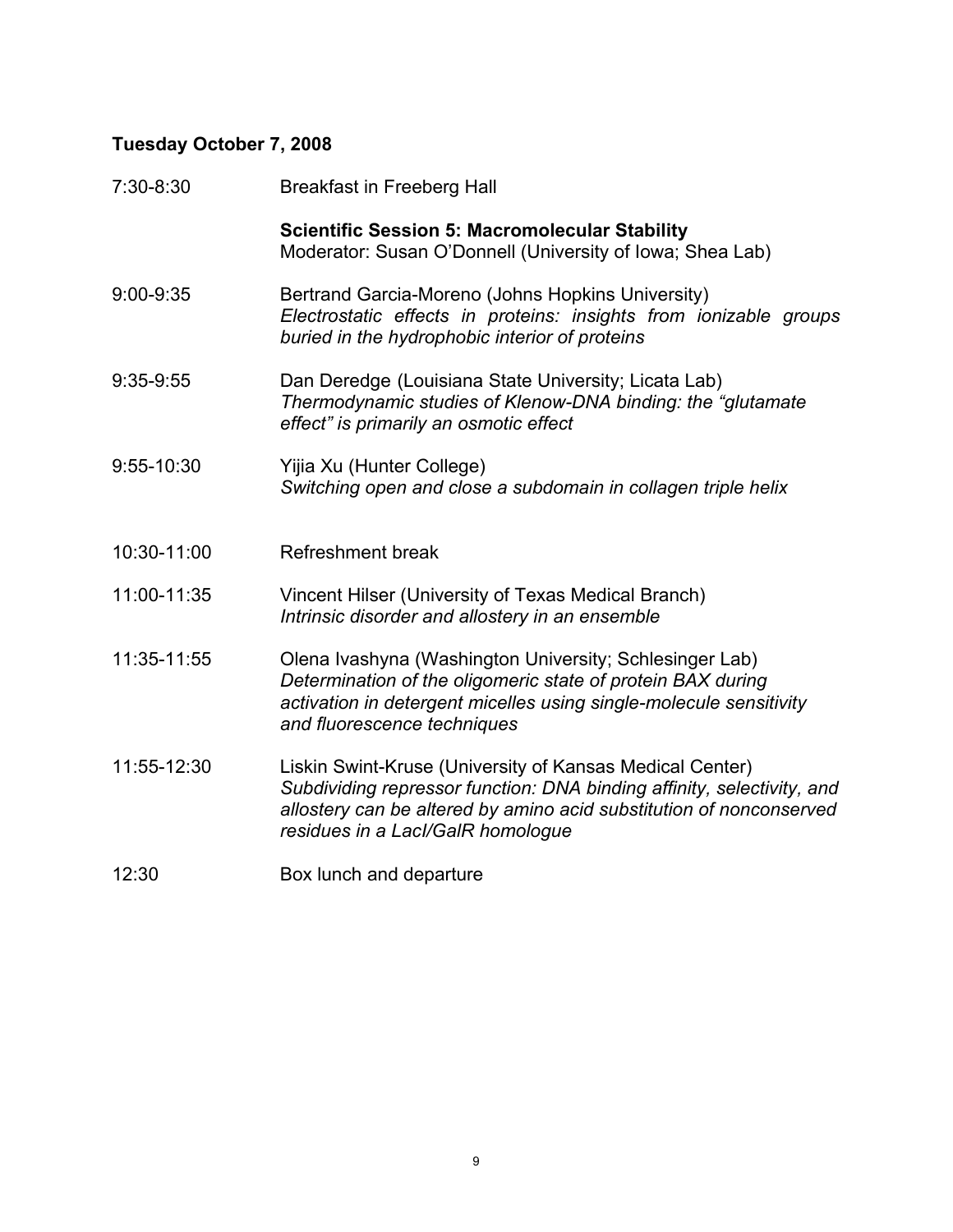## Tuesday October 7, 2008

| | |
|---|---|
| 7:30-8:30 | Breakfast in Freeberg Hall |
| | **Scientific Session 5: Macromolecular Stability**<br>Moderator: Susan O'Donnell (University of Iowa; Shea Lab) |
| 9:00-9:35 | Bertrand Garcia-Moreno (Johns Hopkins University)<br>*Electrostatic effects in proteins: insights from ionizable groups buried in the hydrophobic interior of proteins* |
| 9:35-9:55 | Dan Deredge (Louisiana State University; Licata Lab)<br>*Thermodynamic studies of Klenow-DNA binding: the "glutamate effect" is primarily an osmotic effect* |
| 9:55-10:30 | Yijia Xu (Hunter College)<br>*Switching open and close a subdomain in collagen triple helix* |
| 10:30-11:00 | Refreshment break |
| 11:00-11:35 | Vincent Hilser (University of Texas Medical Branch)<br>*Intrinsic disorder and allostery in an ensemble* |
| 11:35-11:55 | Olena Ivashyna (Washington University; Schlesinger Lab)<br>*Determination of the oligomeric state of protein BAX during activation in detergent micelles using single-molecule sensitivity and fluorescence techniques* |
| 11:55-12:30 | Liskin Swint-Kruse (University of Kansas Medical Center)<br>*Subdividing repressor function: DNA binding affinity, selectivity, and allostery can be altered by amino acid substitution of nonconserved residues in a LacI/GalR homologue* |
| 12:30 | Box lunch and departure |